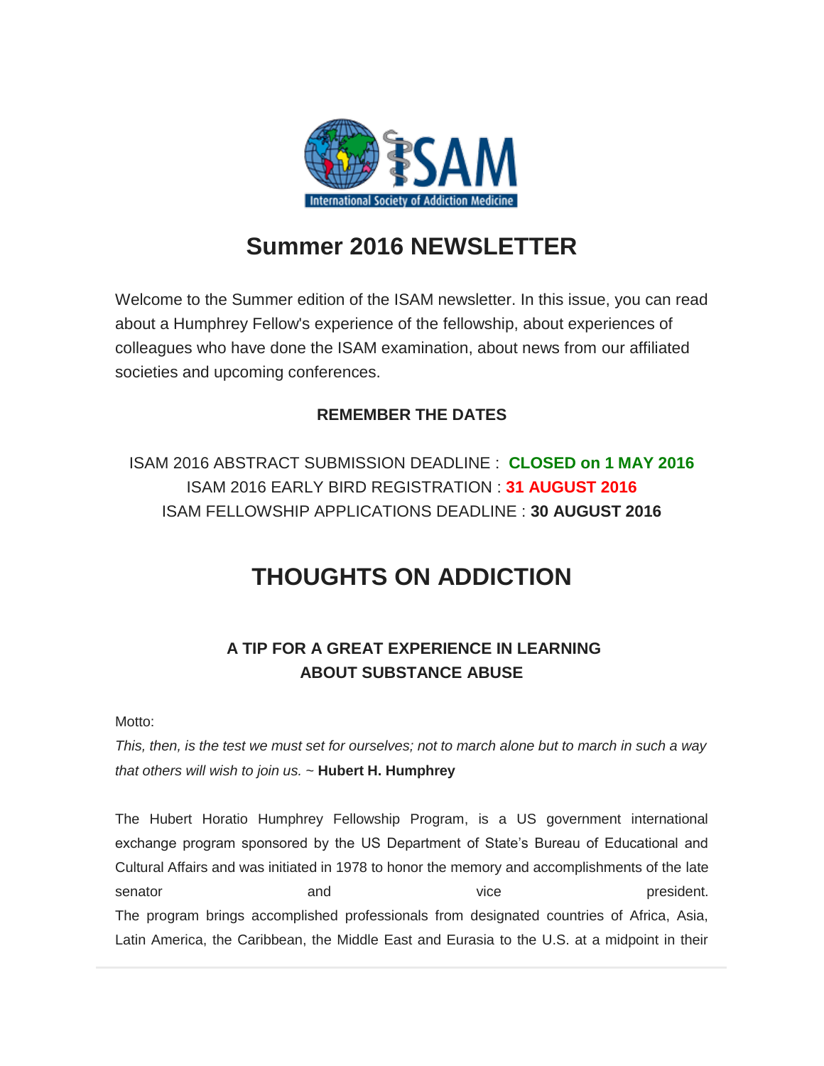# Summer 2016 NEWSLETTER

Welcome to the Summer edition of the ISAM newsletter. In this issue, you can read about a Humphrey Fellow's experience of the fellowship, about experiences of colleagues who have done the ISAM examination, about news from our affiliated societies and upcoming conferences.

**REMEMBER THE DATES**

ISAM 2016 ABSTRACT SUBMISSION DEADLINE : **CLOSED on 1 MAY 2016**
ISAM 2016 EARLY BIRD REGISTRATION : **31 AUGUST 2016**
ISAM FELLOWSHIP APPLICATIONS DEADLINE : **30 AUGUST 2016**

# THOUGHTS ON ADDICTION

### A TIP FOR A GREAT EXPERIENCE IN LEARNING ABOUT SUBSTANCE ABUSE

Motto:

*This, then, is the test we must set for ourselves; not to march alone but to march in such a way that others will wish to join us.* ~ **Hubert H. Humphrey**

The Hubert Horatio Humphrey Fellowship Program, is a US government international exchange program sponsored by the US Department of State's Bureau of Educational and Cultural Affairs and was initiated in 1978 to honor the memory and accomplishments of the late senator and vice president.
The program brings accomplished professionals from designated countries of Africa, Asia, Latin America, the Caribbean, the Middle East and Eurasia to the U.S. at a midpoint in their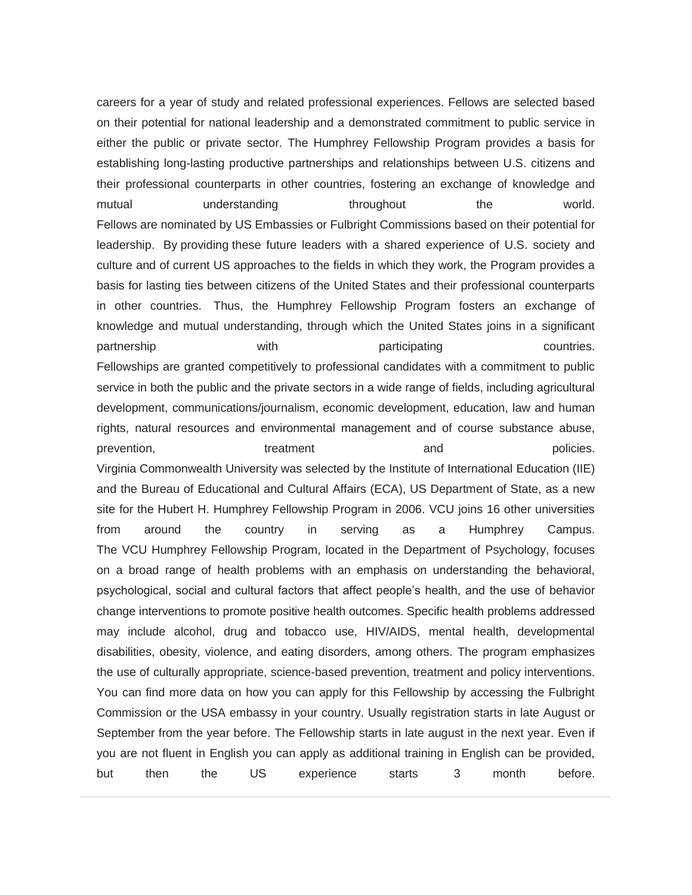careers for a year of study and related professional experiences. Fellows are selected based on their potential for national leadership and a demonstrated commitment to public service in either the public or private sector. The Humphrey Fellowship Program provides a basis for establishing long-lasting productive partnerships and relationships between U.S. citizens and their professional counterparts in other countries, fostering an exchange of knowledge and mutual understanding throughout the world.

Fellows are nominated by US Embassies or Fulbright Commissions based on their potential for leadership. By providing these future leaders with a shared experience of U.S. society and culture and of current US approaches to the fields in which they work, the Program provides a basis for lasting ties between citizens of the United States and their professional counterparts in other countries. Thus, the Humphrey Fellowship Program fosters an exchange of knowledge and mutual understanding, through which the United States joins in a significant partnership with participating countries.

Fellowships are granted competitively to professional candidates with a commitment to public service in both the public and the private sectors in a wide range of fields, including agricultural development, communications/journalism, economic development, education, law and human rights, natural resources and environmental management and of course substance abuse, prevention, treatment and policies.

Virginia Commonwealth University was selected by the Institute of International Education (IIE) and the Bureau of Educational and Cultural Affairs (ECA), US Department of State, as a new site for the Hubert H. Humphrey Fellowship Program in 2006. VCU joins 16 other universities from around the country in serving as a Humphrey Campus.

The VCU Humphrey Fellowship Program, located in the Department of Psychology, focuses on a broad range of health problems with an emphasis on understanding the behavioral, psychological, social and cultural factors that affect people's health, and the use of behavior change interventions to promote positive health outcomes. Specific health problems addressed may include alcohol, drug and tobacco use, HIV/AIDS, mental health, developmental disabilities, obesity, violence, and eating disorders, among others. The program emphasizes the use of culturally appropriate, science-based prevention, treatment and policy interventions.

You can find more data on how you can apply for this Fellowship by accessing the Fulbright Commission or the USA embassy in your country. Usually registration starts in late August or September from the year before. The Fellowship starts in late august in the next year. Even if you are not fluent in English you can apply as additional training in English can be provided, but then the US experience starts 3 month before.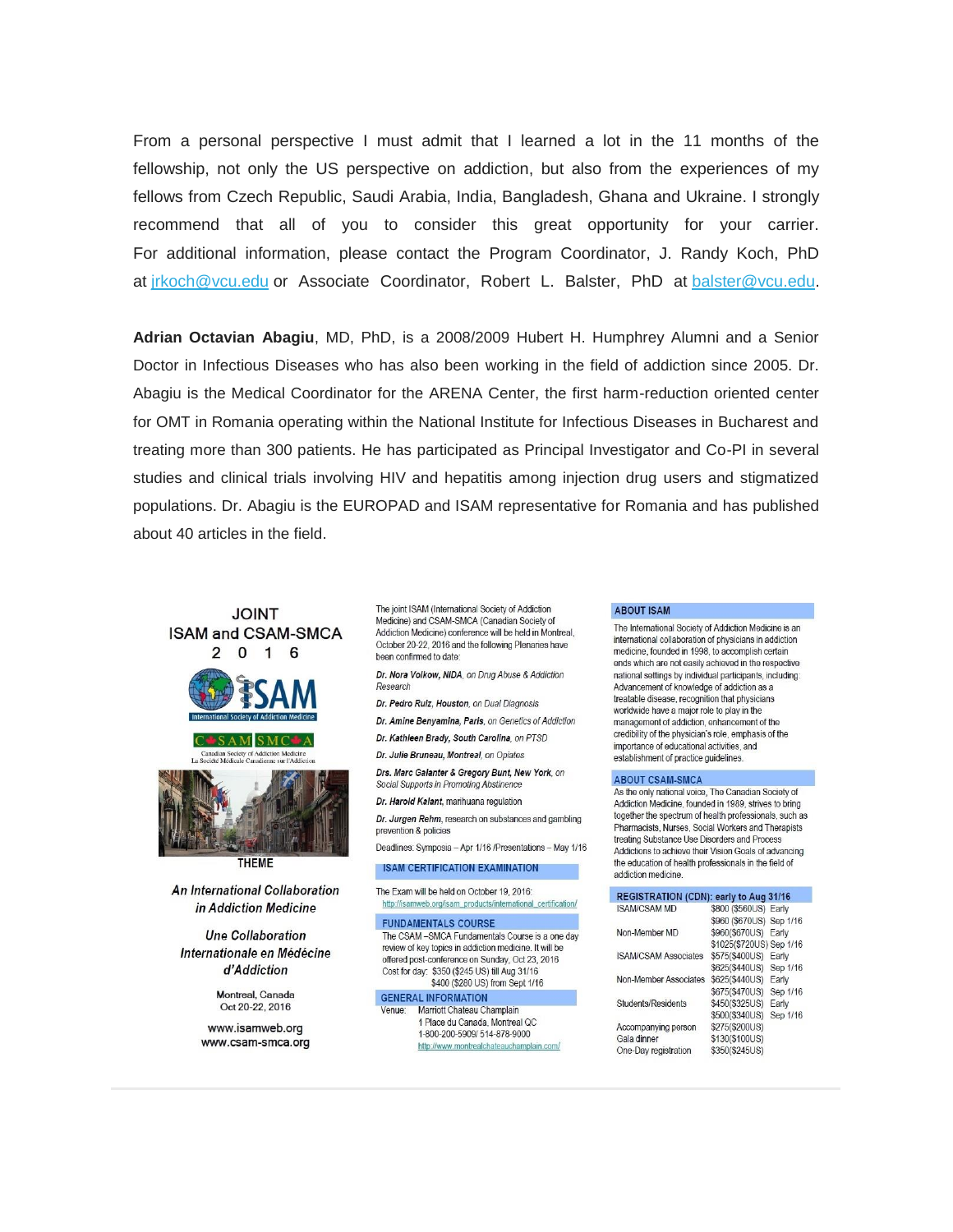From a personal perspective I must admit that I learned a lot in the 11 months of the fellowship, not only the US perspective on addiction, but also from the experiences of my fellows from Czech Republic, Saudi Arabia, India, Bangladesh, Ghana and Ukraine. I strongly recommend that all of you to consider this great opportunity for your carrier. For additional information, please contact the Program Coordinator, J. Randy Koch, PhD at [jrkoch@vcu.edu](mailto:jrkoch@vcu.edu) or Associate Coordinator, Robert L. Balster, PhD at [balster@vcu.edu](mailto:balster@vcu.edu).

**Adrian Octavian Abagiu**, MD, PhD, is a 2008/2009 Hubert H. Humphrey Alumni and a Senior Doctor in Infectious Diseases who has also been working in the field of addiction since 2005. Dr. Abagiu is the Medical Coordinator for the ARENA Center, the first harm-reduction oriented center for OMT in Romania operating within the National Institute for Infectious Diseases in Bucharest and treating more than 300 patients. He has participated as Principal Investigator and Co-PI in several studies and clinical trials involving HIV and hepatitis among injection drug users and stigmatized populations. Dr. Abagiu is the EUROPAD and ISAM representative for Romania and has published about 40 articles in the field.

## JOINT ISAM and CSAM-SMCA 2016

ISAM – International Society of Addiction Medicine

CSAM SMCA – Canadian Society of Addiction Medicine / La Société Médicale Canadienne sur l'Addiction

THEME

*An International Collaboration in Addiction Medicine*

*Une Collaboration Internationale en Médécine d'Addiction*

Montreal, Canada
Oct 20-22, 2016

www.isamweb.org
www.csam-smca.org

The joint ISAM (International Society of Addiction Medicine) and CSAM-SMCA (Canadian Society of Addiction Medicine) conference will be held in Montreal, October 20-22, 2016 and the following Plenaries have been confirmed to date:

***Dr. Nora Volkow, NIDA**, on Drug Abuse & Addiction Research*

***Dr. Pedro Ruiz, Houston**, on Dual Diagnosis*

***Dr. Amine Benyamina, Paris**, on Genetics of Addiction*

***Dr. Kathleen Brady, South Carolina**, on PTSD*

***Dr. Julie Bruneau, Montreal**, on Opiates*

***Drs. Marc Galanter & Gregory Bunt, New York**, on Social Supports in Promoting Abstinence*

***Dr. Harold Kalant**, marihuana regulation*

***Dr. Jurgen Rehm**, research on substances and gambling prevention & policies*

Deadlines: Symposia – Apr 1/16 /Presentations – May 1/16

### ISAM CERTIFICATION EXAMINATION

The Exam will be held on October 19, 2016:
[http://isamweb.org/isam_products/international_certification/](http://isamweb.org/isam_products/international_certification/)

### FUNDAMENTALS COURSE

The CSAM –SMCA Fundamentals Course is a one day review of key topics in addiction medicine. It will be offered post-conference on Sunday, Oct 23, 2016
Cost for day: $350 ($245 US) till Aug 31/16
$400 ($280 US) from Sept 1/16

### GENERAL INFORMATION

Venue: Marriott Chateau Champlain
1 Place du Canada, Montreal QC
1-800-200-5909/ 514-878-9000
[http://www.montrealchateauchamplain.com/](http://www.montrealchateauchamplain.com/)

### ABOUT ISAM

The International Society of Addiction Medicine is an international collaboration of physicians in addiction medicine, founded in 1998, to accomplish certain ends which are not easily achieved in the respective national settings by individual participants, including: Advancement of knowledge of addiction as a treatable disease, recognition that physicians worldwide have a major role to play in the management of addiction, enhancement of the credibility of the physician's role, emphasis of the importance of educational activities, and establishment of practice guidelines.

### ABOUT CSAM-SMCA

As the only national voice, The Canadian Society of Addiction Medicine, founded in 1989, strives to bring together the spectrum of health professionals, such as Pharmacists, Nurses, Social Workers and Therapists treating Substance Use Disorders and Process Addictions to achieve their Vision Goals of advancing the education of health professionals in the field of addiction medicine.

### REGISTRATION (CDN): early to Aug 31/16

| Category | Fee | Period |
|---|---|---|
| ISAM/CSAM MD | $800 ($560US) | Early |
| | $960 ($670US) | Sep 1/16 |
| Non-Member MD | $960($670US) | Early |
| | $1025($720US) | Sep 1/16 |
| ISAM/CSAM Associates | $575($400US) | Early |
| | $625($440US) | Sep 1/16 |
| Non-Member Associates | $625($440US) | Early |
| | $675($470US) | Sep 1/16 |
| Students/Residents | $450($325US) | Early |
| | $500($340US) | Sep 1/16 |
| Accompanying person | $275($200US) | |
| Gala dinner | $130($100US) | |
| One-Day registration | $350($245US) | |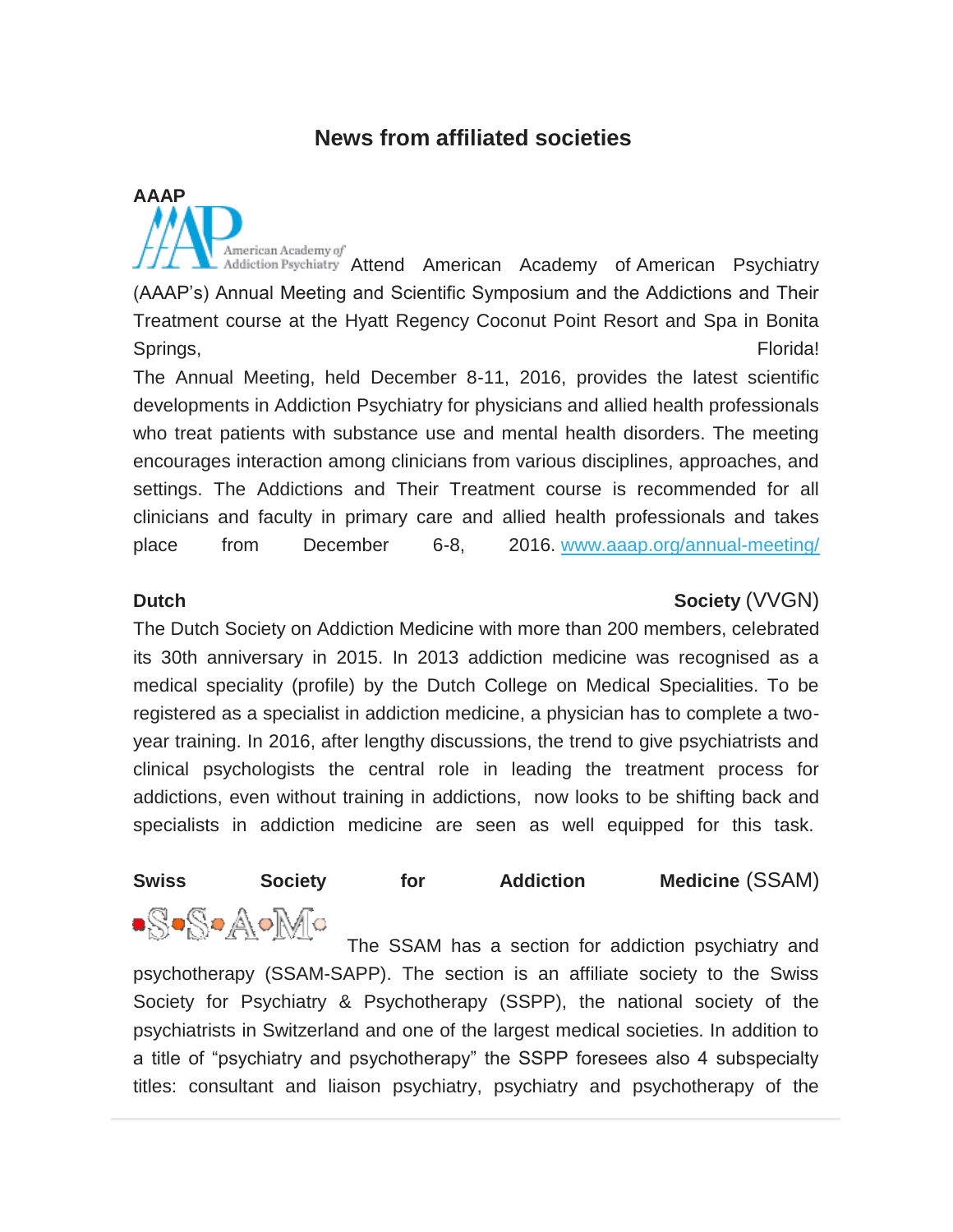## News from affiliated societies

**AAAP**

Attend American Academy of American Psychiatry (AAAP's) Annual Meeting and Scientific Symposium and the Addictions and Their Treatment course at the Hyatt Regency Coconut Point Resort and Spa in Bonita Springs, Florida!

The Annual Meeting, held December 8-11, 2016, provides the latest scientific developments in Addiction Psychiatry for physicians and allied health professionals who treat patients with substance use and mental health disorders. The meeting encourages interaction among clinicians from various disciplines, approaches, and settings. The Addictions and Their Treatment course is recommended for all clinicians and faculty in primary care and allied health professionals and takes place from December 6-8, 2016. [www.aaap.org/annual-meeting/](www.aaap.org/annual-meeting/)

**Dutch Society** (VVGN)

The Dutch Society on Addiction Medicine with more than 200 members, celebrated its 30th anniversary in 2015. In 2013 addiction medicine was recognised as a medical speciality (profile) by the Dutch College on Medical Specialities. To be registered as a specialist in addiction medicine, a physician has to complete a two-year training. In 2016, after lengthy discussions, the trend to give psychiatrists and clinical psychologists the central role in leading the treatment process for addictions, even without training in addictions, now looks to be shifting back and specialists in addiction medicine are seen as well equipped for this task.

**Swiss Society for Addiction Medicine** (SSAM)

The SSAM has a section for addiction psychiatry and psychotherapy (SSAM-SAPP). The section is an affiliate society to the Swiss Society for Psychiatry & Psychotherapy (SSPP), the national society of the psychiatrists in Switzerland and one of the largest medical societies. In addition to a title of "psychiatry and psychotherapy" the SSPP foresees also 4 subspecialty titles: consultant and liaison psychiatry, psychiatry and psychotherapy of the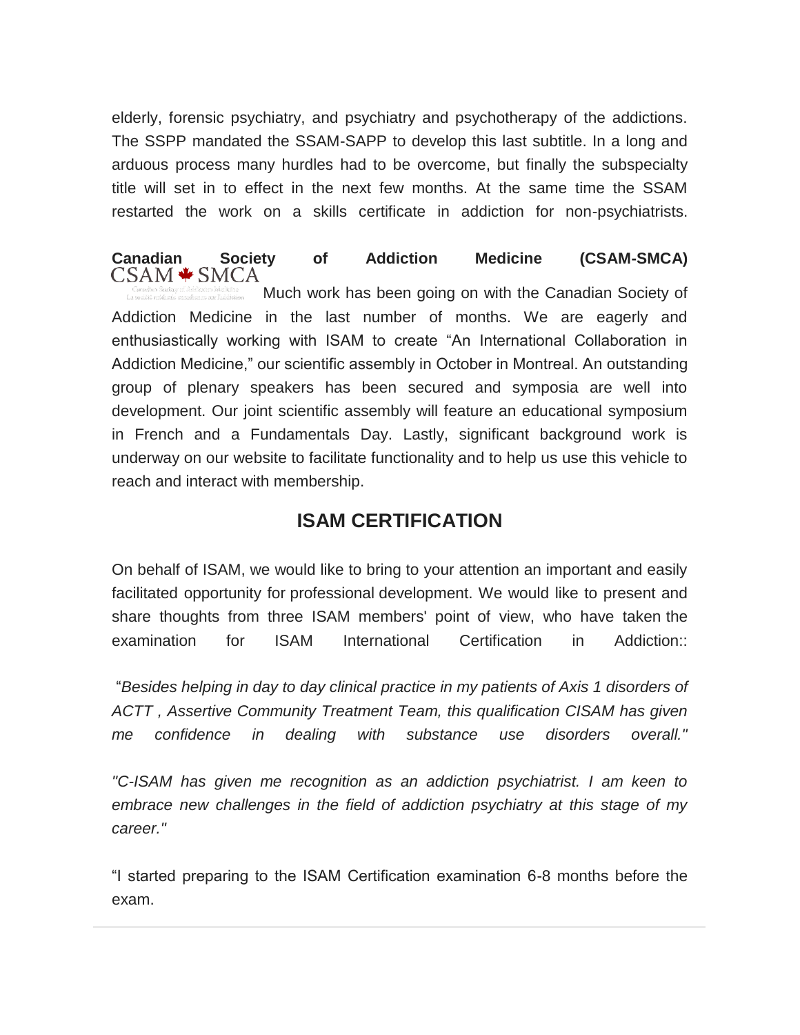elderly, forensic psychiatry, and psychiatry and psychotherapy of the addictions. The SSPP mandated the SSAM-SAPP to develop this last subtitle. In a long and arduous process many hurdles had to be overcome, but finally the subspecialty title will set in to effect in the next few months. At the same time the SSAM restarted the work on a skills certificate in addiction for non-psychiatrists.

**Canadian Society of Addiction Medicine (CSAM-SMCA)**

Much work has been going on with the Canadian Society of Addiction Medicine in the last number of months. We are eagerly and enthusiastically working with ISAM to create "An International Collaboration in Addiction Medicine," our scientific assembly in October in Montreal. An outstanding group of plenary speakers has been secured and symposia are well into development. Our joint scientific assembly will feature an educational symposium in French and a Fundamentals Day. Lastly, significant background work is underway on our website to facilitate functionality and to help us use this vehicle to reach and interact with membership.

## ISAM CERTIFICATION

On behalf of ISAM, we would like to bring to your attention an important and easily facilitated opportunity for professional development. We would like to present and share thoughts from three ISAM members' point of view, who have taken the examination for ISAM International Certification in Addiction::

"*Besides helping in day to day clinical practice in my patients of Axis 1 disorders of ACTT , Assertive Community Treatment Team, this qualification CISAM has given me confidence in dealing with substance use disorders overall."*

*"C-ISAM has given me recognition as an addiction psychiatrist. I am keen to embrace new challenges in the field of addiction psychiatry at this stage of my career."*

"I started preparing to the ISAM Certification examination 6-8 months before the exam.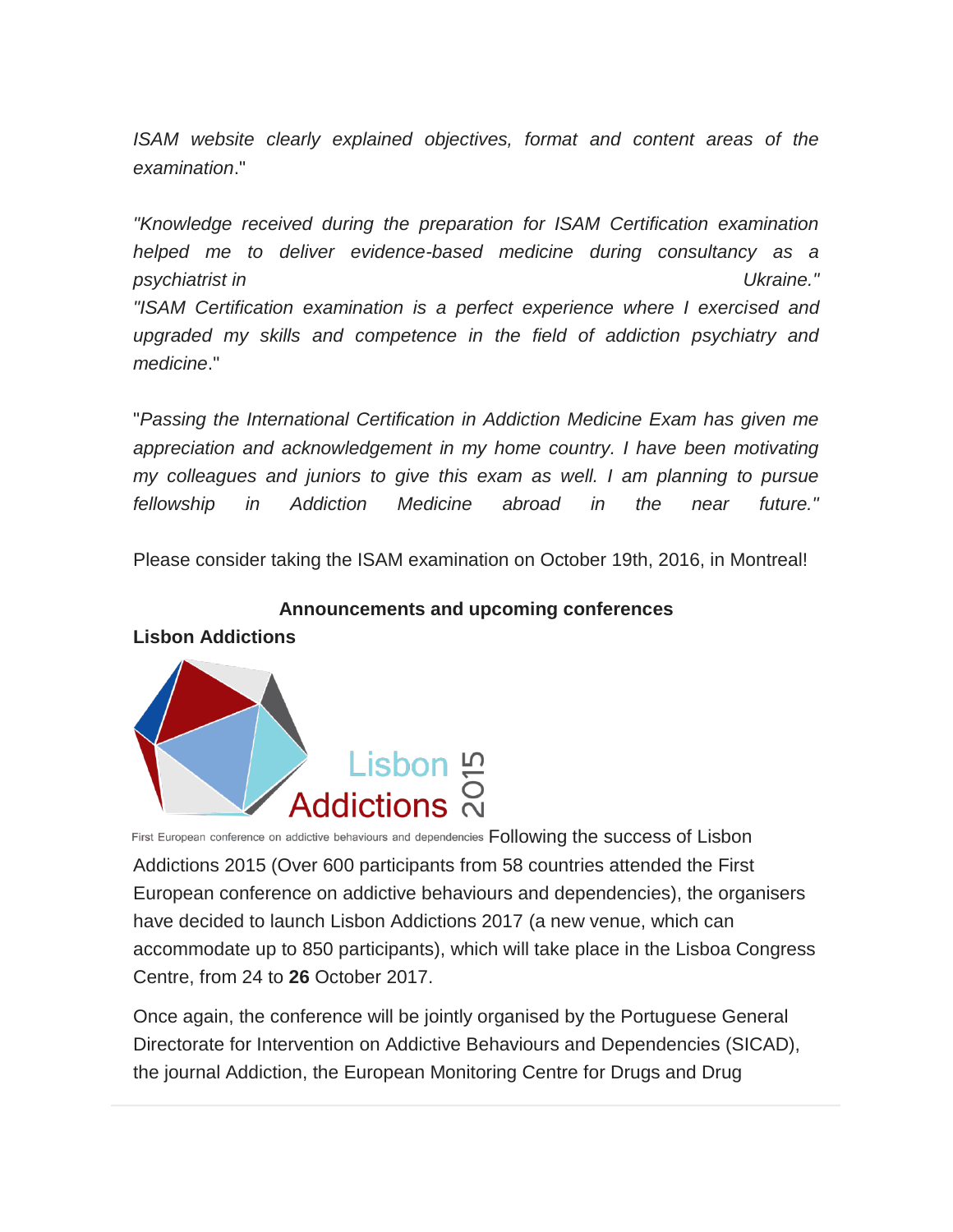*ISAM website clearly explained objectives, format and content areas of the examination*."

*"Knowledge received during the preparation for ISAM Certification examination helped me to deliver evidence-based medicine during consultancy as a psychiatrist in Ukraine."*
*"ISAM Certification examination is a perfect experience where I exercised and upgraded my skills and competence in the field of addiction psychiatry and medicine*."

"*Passing the International Certification in Addiction Medicine Exam has given me appreciation and acknowledgement in my home country. I have been motivating my colleagues and juniors to give this exam as well. I am planning to pursue fellowship in Addiction Medicine abroad in the near future."*

Please consider taking the ISAM examination on October 19th, 2016, in Montreal!

## Announcements and upcoming conferences

### Lisbon Addictions

Lisbon Addictions 2015

First European conference on addictive behaviours and dependencies Following the success of Lisbon Addictions 2015 (Over 600 participants from 58 countries attended the First European conference on addictive behaviours and dependencies), the organisers have decided to launch Lisbon Addictions 2017 (a new venue, which can accommodate up to 850 participants), which will take place in the Lisboa Congress Centre, from 24 to **26** October 2017.

Once again, the conference will be jointly organised by the Portuguese General Directorate for Intervention on Addictive Behaviours and Dependencies (SICAD), the journal Addiction, the European Monitoring Centre for Drugs and Drug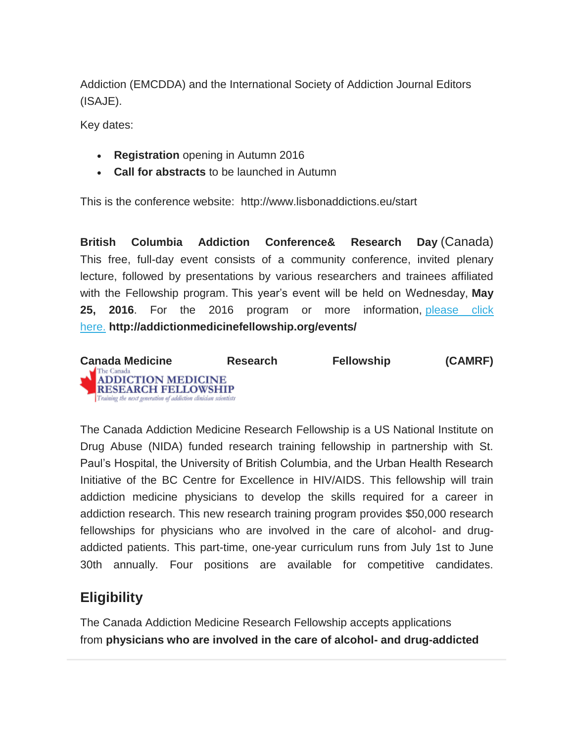Addiction (EMCDDA) and the International Society of Addiction Journal Editors (ISAJE).

Key dates:

- **Registration** opening in Autumn 2016
- **Call for abstracts** to be launched in Autumn

This is the conference website: http://www.lisbonaddictions.eu/start

**British Columbia Addiction Conference& Research Day** (Canada) This free, full-day event consists of a community conference, invited plenary lecture, followed by presentations by various researchers and trainees affiliated with the Fellowship program. This year's event will be held on Wednesday, **May 25, 2016**. For the 2016 program or more information, please click here. **http://addictionmedicinefellowship.org/events/**

**Canada Medicine Research Fellowship (CAMRF)**

The Canada ADDICTION MEDICINE RESEARCH FELLOWSHIP *Training the next generation of addiction clinician scientists*

The Canada Addiction Medicine Research Fellowship is a US National Institute on Drug Abuse (NIDA) funded research training fellowship in partnership with St. Paul's Hospital, the University of British Columbia, and the Urban Health Research Initiative of the BC Centre for Excellence in HIV/AIDS. This fellowship will train addiction medicine physicians to develop the skills required for a career in addiction research. This new research training program provides $50,000 research fellowships for physicians who are involved in the care of alcohol- and drug-addicted patients. This part-time, one-year curriculum runs from July 1st to June 30th annually. Four positions are available for competitive candidates.

## Eligibility

The Canada Addiction Medicine Research Fellowship accepts applications from **physicians who are involved in the care of alcohol- and drug-addicted**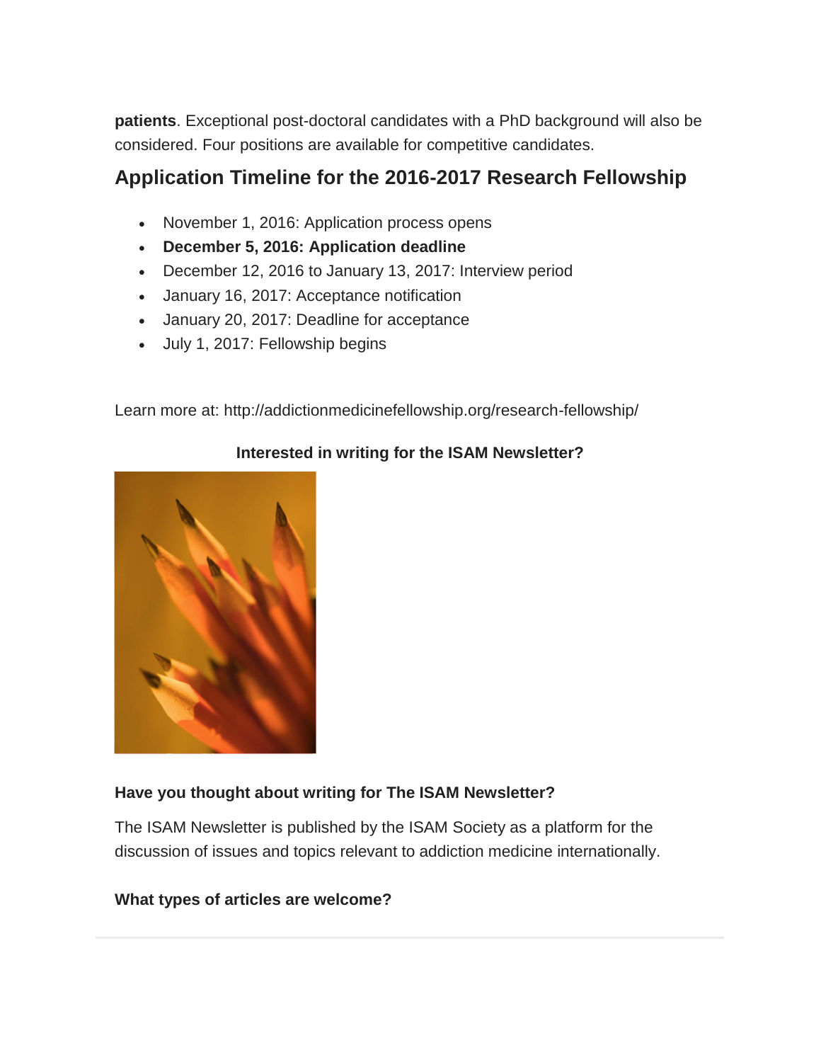**patients**. Exceptional post-doctoral candidates with a PhD background will also be considered. Four positions are available for competitive candidates.

## Application Timeline for the 2016-2017 Research Fellowship

- November 1, 2016: Application process opens
- **December 5, 2016: Application deadline**
- December 12, 2016 to January 13, 2017: Interview period
- January 16, 2017: Acceptance notification
- January 20, 2017: Deadline for acceptance
- July 1, 2017: Fellowship begins

Learn more at: http://addictionmedicinefellowship.org/research-fellowship/

**Interested in writing for the ISAM Newsletter?**

**Have you thought about writing for The ISAM Newsletter?**

The ISAM Newsletter is published by the ISAM Society as a platform for the discussion of issues and topics relevant to addiction medicine internationally.

**What types of articles are welcome?**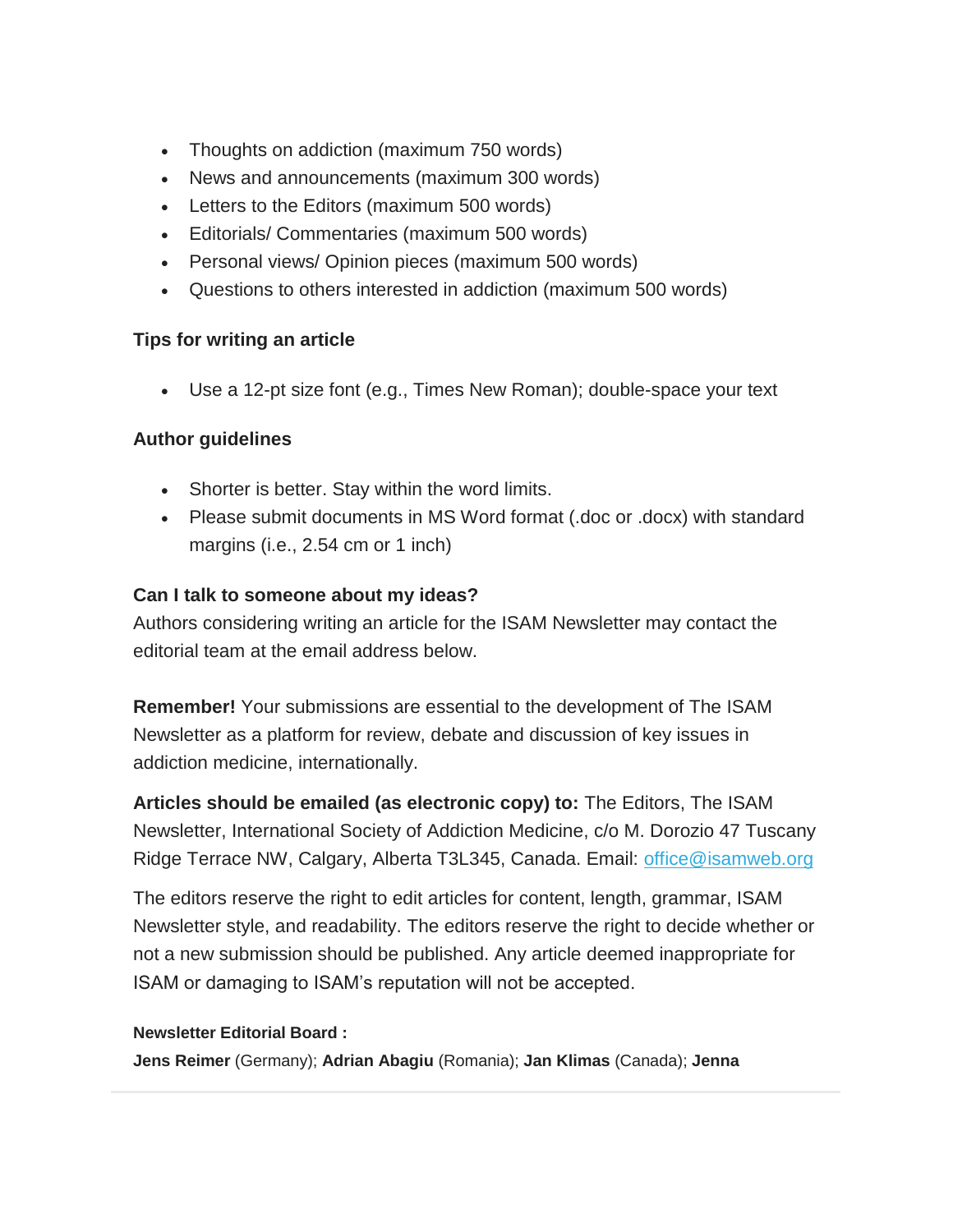- Thoughts on addiction (maximum 750 words)
- News and announcements (maximum 300 words)
- Letters to the Editors (maximum 500 words)
- Editorials/ Commentaries (maximum 500 words)
- Personal views/ Opinion pieces (maximum 500 words)
- Questions to others interested in addiction (maximum 500 words)

**Tips for writing an article**

- Use a 12-pt size font (e.g., Times New Roman); double-space your text

**Author guidelines**

- Shorter is better. Stay within the word limits.
- Please submit documents in MS Word format (.doc or .docx) with standard margins (i.e., 2.54 cm or 1 inch)

**Can I talk to someone about my ideas?**
Authors considering writing an article for the ISAM Newsletter may contact the editorial team at the email address below.

**Remember!** Your submissions are essential to the development of The ISAM Newsletter as a platform for review, debate and discussion of key issues in addiction medicine, internationally.

**Articles should be emailed (as electronic copy) to:** The Editors, The ISAM Newsletter, International Society of Addiction Medicine, c/o M. Dorozio 47 Tuscany Ridge Terrace NW, Calgary, Alberta T3L345, Canada. Email: office@isamweb.org

The editors reserve the right to edit articles for content, length, grammar, ISAM Newsletter style, and readability. The editors reserve the right to decide whether or not a new submission should be published. Any article deemed inappropriate for ISAM or damaging to ISAM's reputation will not be accepted.

**Newsletter Editorial Board :**
**Jens Reimer** (Germany); **Adrian Abagiu** (Romania); **Jan Klimas** (Canada); **Jenna**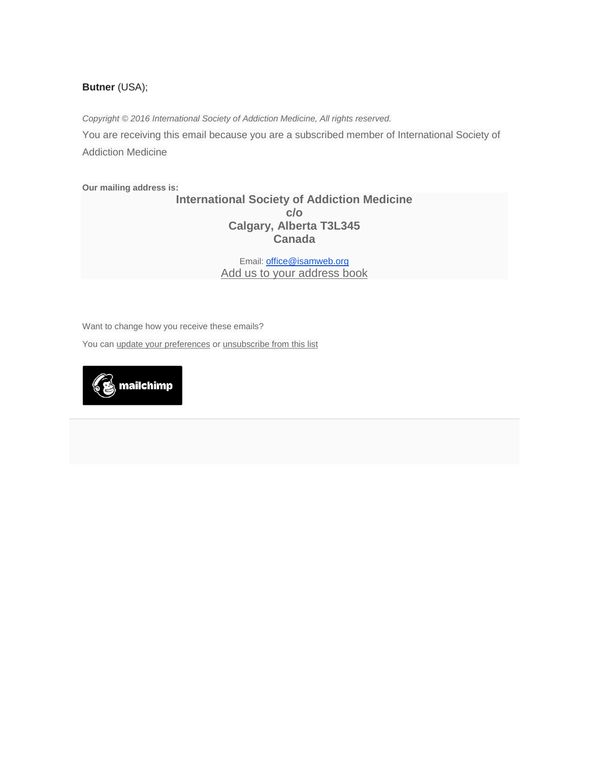**Butner** (USA);

*Copyright © 2016 International Society of Addiction Medicine, All rights reserved.*

You are receiving this email because you are a subscribed member of International Society of Addiction Medicine

**Our mailing address is:**

**International Society of Addiction Medicine**
**c/o**
**Calgary, Alberta T3L345**
**Canada**

Email: office@isamweb.org

Add us to your address book

Want to change how you receive these emails?

You can update your preferences or unsubscribe from this list

mailchimp